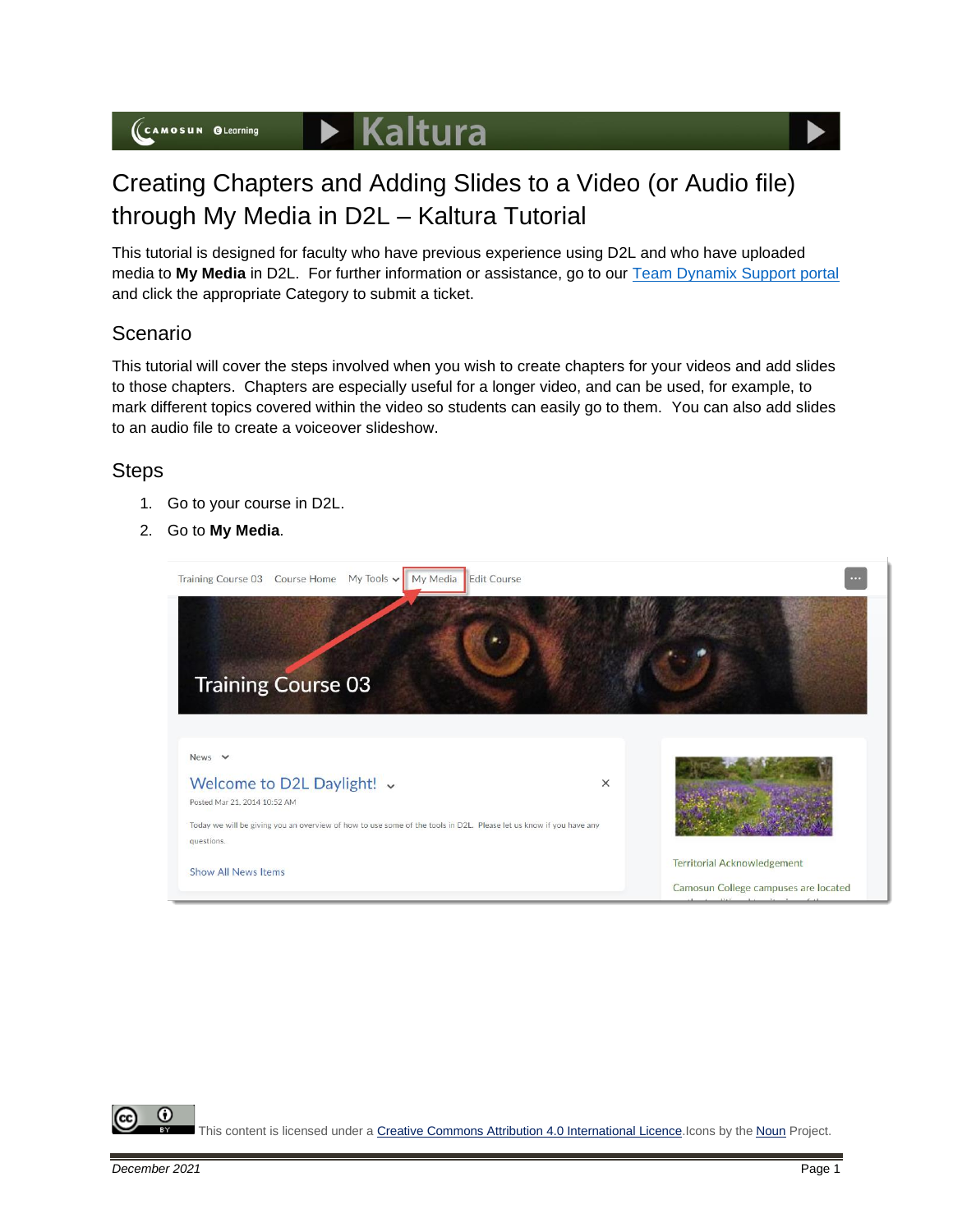# Creating Chapters and Adding Slides to a Video (or Audio file) through My Media in D2L – Kaltura Tutorial

This tutorial is designed for faculty who have previous experience using D2L and who have uploaded media to **My Media** in D2L. For further information or assistance, go to our Team Dynamix Support portal and click the appropriate Category to submit a ticket.

## Scenario

This tutorial will cover the steps involved when you wish to create chapters for your videos and add slides to those chapters. Chapters are especially useful for a longer video, and can be used, for example, to mark different topics covered within the video so students can easily go to them. You can also add slides to an audio file to create a voiceover slideshow.

## Steps

1. Go to your course in D2L.
2. Go to **My Media**.

This content is licensed under a Creative Commons Attribution 4.0 International Licence. Icons by the Noun Project.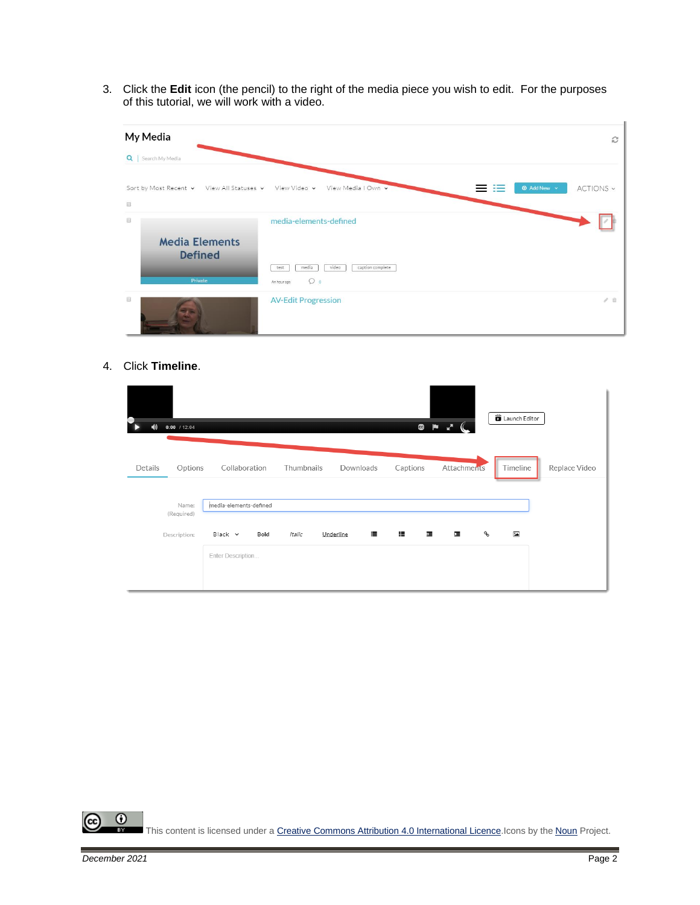3. Click the **Edit** icon (the pencil) to the right of the media piece you wish to edit. For the purposes of this tutorial, we will work with a video.

4. Click **Timeline**.

This content is licensed under a Creative Commons Attribution 4.0 International Licence. Icons by the Noun Project.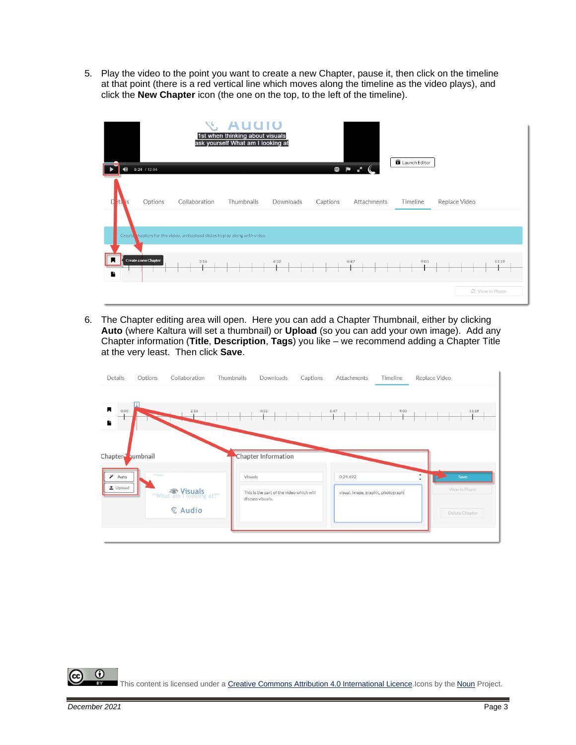5. Play the video to the point you want to create a new Chapter, pause it, then click on the timeline at that point (there is a red vertical line which moves along the timeline as the video plays), and click the **New Chapter** icon (the one on the top, to the left of the timeline).

6. The Chapter editing area will open. Here you can add a Chapter Thumbnail, either by clicking **Auto** (where Kaltura will set a thumbnail) or **Upload** (so you can add your own image). Add any Chapter information (**Title**, **Description**, **Tags**) you like – we recommend adding a Chapter Title at the very least. Then click **Save**.

This content is licensed under a Creative Commons Attribution 4.0 International Licence.Icons by the Noun Project.

*December 2021*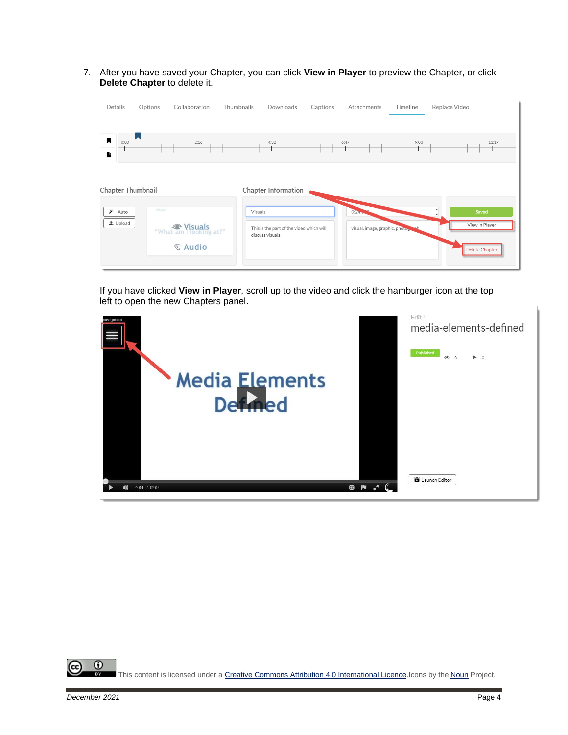7. After you have saved your Chapter, you can click **View in Player** to preview the Chapter, or click **Delete Chapter** to delete it.

If you have clicked **View in Player**, scroll up to the video and click the hamburger icon at the top left to open the new Chapters panel.

This content is licensed under a [Creative Commons Attribution 4.0 International Licence](). Icons by the [Noun]() Project.

*December 2021*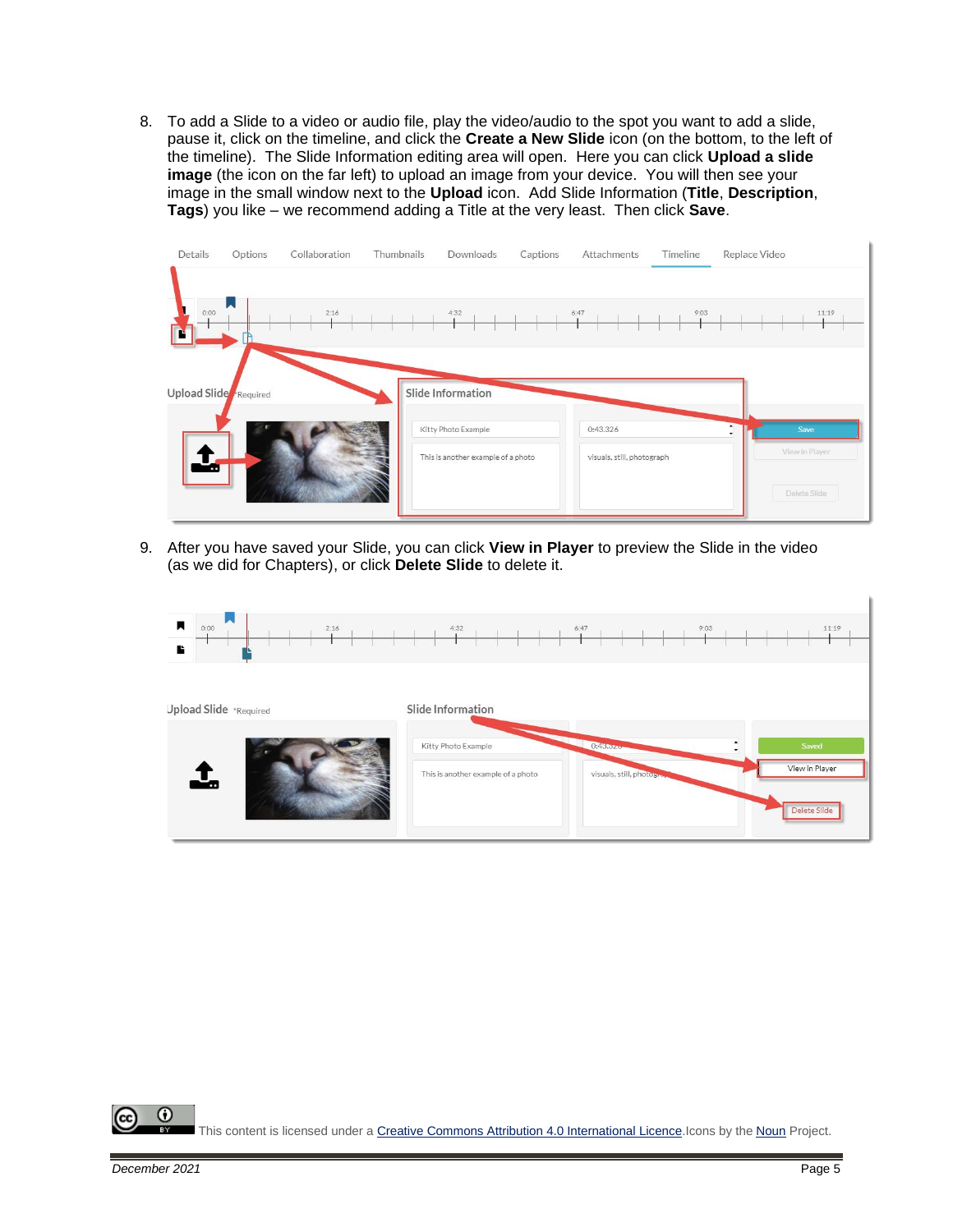8. To add a Slide to a video or audio file, play the video/audio to the spot you want to add a slide, pause it, click on the timeline, and click the **Create a New Slide** icon (on the bottom, to the left of the timeline). The Slide Information editing area will open. Here you can click **Upload a slide image** (the icon on the far left) to upload an image from your device. You will then see your image in the small window next to the **Upload** icon. Add Slide Information (**Title**, **Description**, **Tags**) you like – we recommend adding a Title at the very least. Then click **Save**.

9. After you have saved your Slide, you can click **View in Player** to preview the Slide in the video (as we did for Chapters), or click **Delete Slide** to delete it.

This content is licensed under a Creative Commons Attribution 4.0 International Licence. Icons by the Noun Project.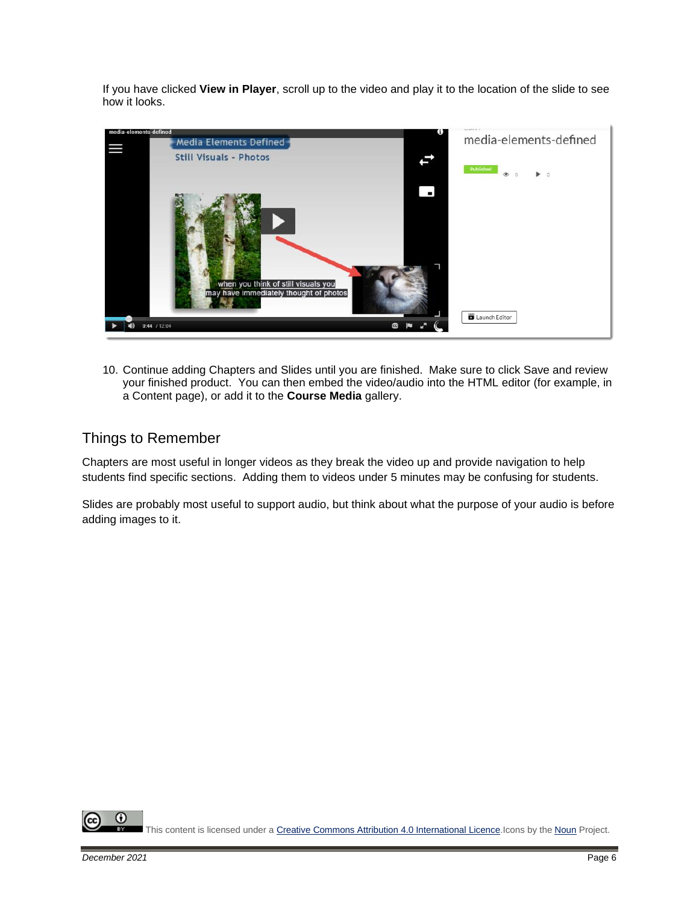If you have clicked **View in Player**, scroll up to the video and play it to the location of the slide to see how it looks.

10. Continue adding Chapters and Slides until you are finished. Make sure to click Save and review your finished product. You can then embed the video/audio into the HTML editor (for example, in a Content page), or add it to the **Course Media** gallery.

## Things to Remember

Chapters are most useful in longer videos as they break the video up and provide navigation to help students find specific sections. Adding them to videos under 5 minutes may be confusing for students.

Slides are probably most useful to support audio, but think about what the purpose of your audio is before adding images to it.

This content is licensed under a Creative Commons Attribution 4.0 International Licence. Icons by the Noun Project.